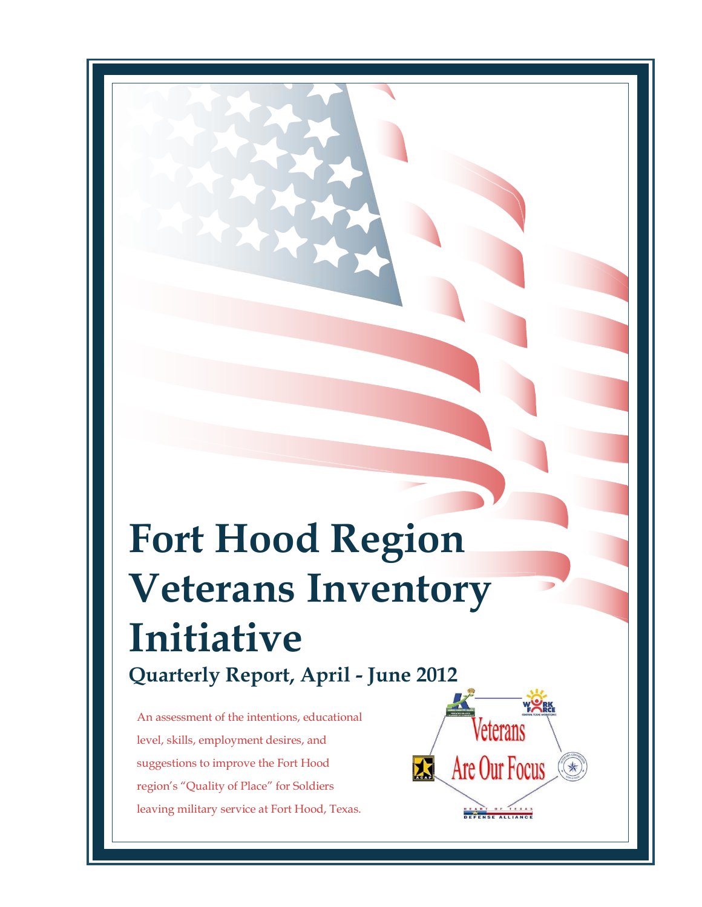# Fort Hood Region Veterans Inventory Initiative

## Quarterly Report, April - June 2012

An assessment of the intentions, educational level, skills, employment desires, and suggestions to improve the Fort Hood region's "Quality of Place" for Soldiers leaving military service at Fort Hood, Texas.

Veterans Are Our Focus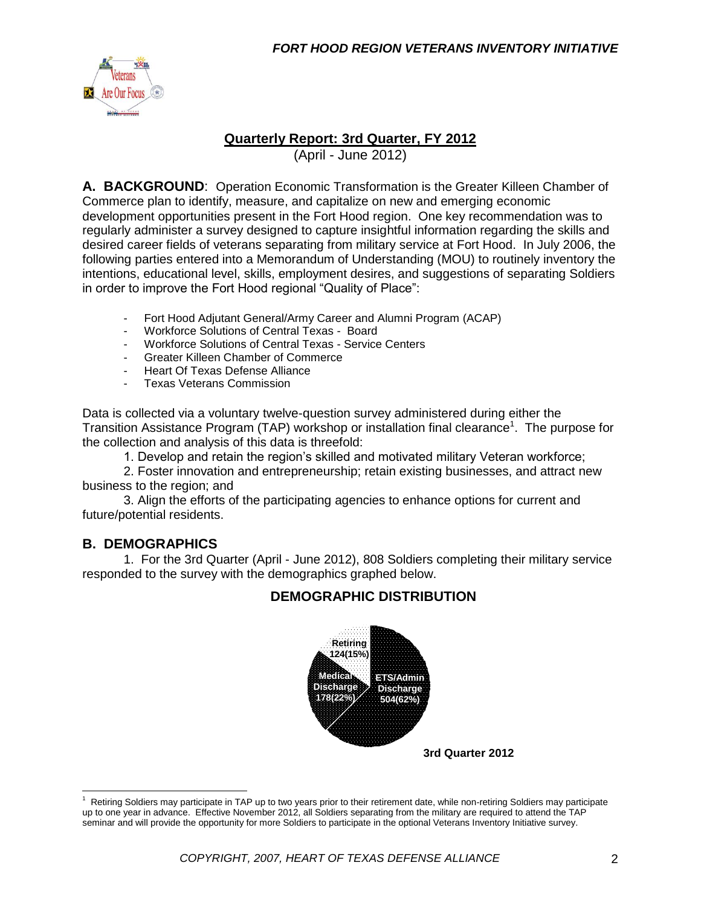## Quarterly Report: 3rd Quarter, FY 2012

(April - June 2012)

**A. BACKGROUND**: Operation Economic Transformation is the Greater Killeen Chamber of Commerce plan to identify, measure, and capitalize on new and emerging economic development opportunities present in the Fort Hood region. One key recommendation was to regularly administer a survey designed to capture insightful information regarding the skills and desired career fields of veterans separating from military service at Fort Hood. In July 2006, the following parties entered into a Memorandum of Understanding (MOU) to routinely inventory the intentions, educational level, skills, employment desires, and suggestions of separating Soldiers in order to improve the Fort Hood regional "Quality of Place":

- Fort Hood Adjutant General/Army Career and Alumni Program (ACAP)
- Workforce Solutions of Central Texas - Board
- Workforce Solutions of Central Texas - Service Centers
- Greater Killeen Chamber of Commerce
- Heart Of Texas Defense Alliance
- Texas Veterans Commission

Data is collected via a voluntary twelve-question survey administered during either the Transition Assistance Program (TAP) workshop or installation final clearance[1]. The purpose for the collection and analysis of this data is threefold:

1. Develop and retain the region's skilled and motivated military Veteran workforce;
2. Foster innovation and entrepreneurship; retain existing businesses, and attract new business to the region; and
3. Align the efforts of the participating agencies to enhance options for current and future/potential residents.

### B. DEMOGRAPHICS

1. For the 3rd Quarter (April - June 2012), 808 Soldiers completing their military service responded to the survey with the demographics graphed below.

**DEMOGRAPHIC DISTRIBUTION**

| Category | Count (%) |
|---|---|
| Retiring | 124(15%) |
| Medical Discharge | 178(22%) |
| ETS/Admin Discharge | 504(62%) |

**3rd Quarter 2012**

[1] Retiring Soldiers may participate in TAP up to two years prior to their retirement date, while non-retiring Soldiers may participate up to one year in advance. Effective November 2012, all Soldiers separating from the military are required to attend the TAP seminar and will provide the opportunity for more Soldiers to participate in the optional Veterans Inventory Initiative survey.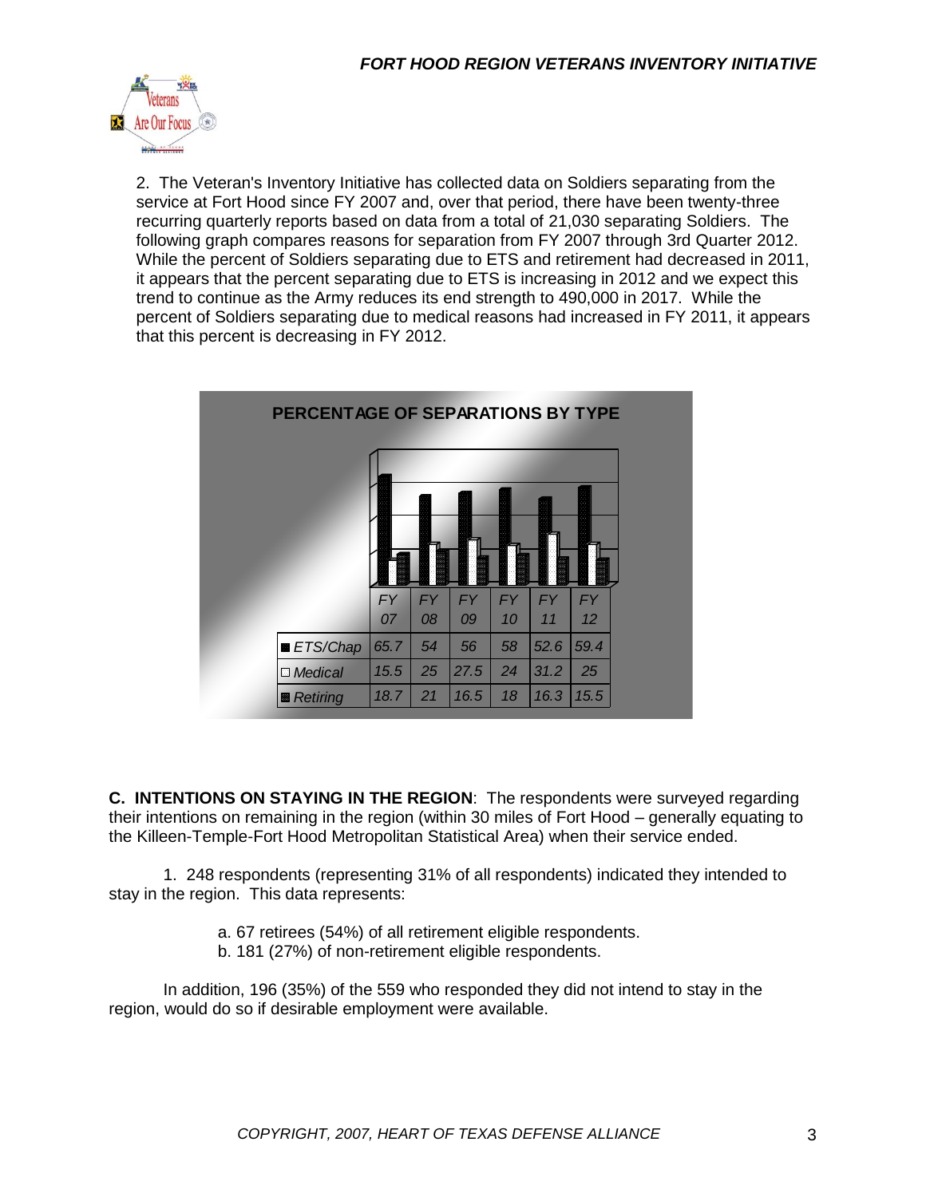2. The Veteran's Inventory Initiative has collected data on Soldiers separating from the service at Fort Hood since FY 2007 and, over that period, there have been twenty-three recurring quarterly reports based on data from a total of 21,030 separating Soldiers. The following graph compares reasons for separation from FY 2007 through 3rd Quarter 2012. While the percent of Soldiers separating due to ETS and retirement had decreased in 2011, it appears that the percent separating due to ETS is increasing in 2012 and we expect this trend to continue as the Army reduces its end strength to 490,000 in 2017. While the percent of Soldiers separating due to medical reasons had increased in FY 2011, it appears that this percent is decreasing in FY 2012.

**PERCENTAGE OF SEPARATIONS BY TYPE**

| | FY 07 | FY 08 | FY 09 | FY 10 | FY 11 | FY 12 |
|---|---|---|---|---|---|---|
| ETS/Chap | 65.7 | 54 | 56 | 58 | 52.6 | 59.4 |
| Medical | 15.5 | 25 | 27.5 | 24 | 31.2 | 25 |
| Retiring | 18.7 | 21 | 16.5 | 18 | 16.3 | 15.5 |

**C. INTENTIONS ON STAYING IN THE REGION**: The respondents were surveyed regarding their intentions on remaining in the region (within 30 miles of Fort Hood – generally equating to the Killeen-Temple-Fort Hood Metropolitan Statistical Area) when their service ended.

1. 248 respondents (representing 31% of all respondents) indicated they intended to stay in the region. This data represents:

a. 67 retirees (54%) of all retirement eligible respondents.
b. 181 (27%) of non-retirement eligible respondents.

In addition, 196 (35%) of the 559 who responded they did not intend to stay in the region, would do so if desirable employment were available.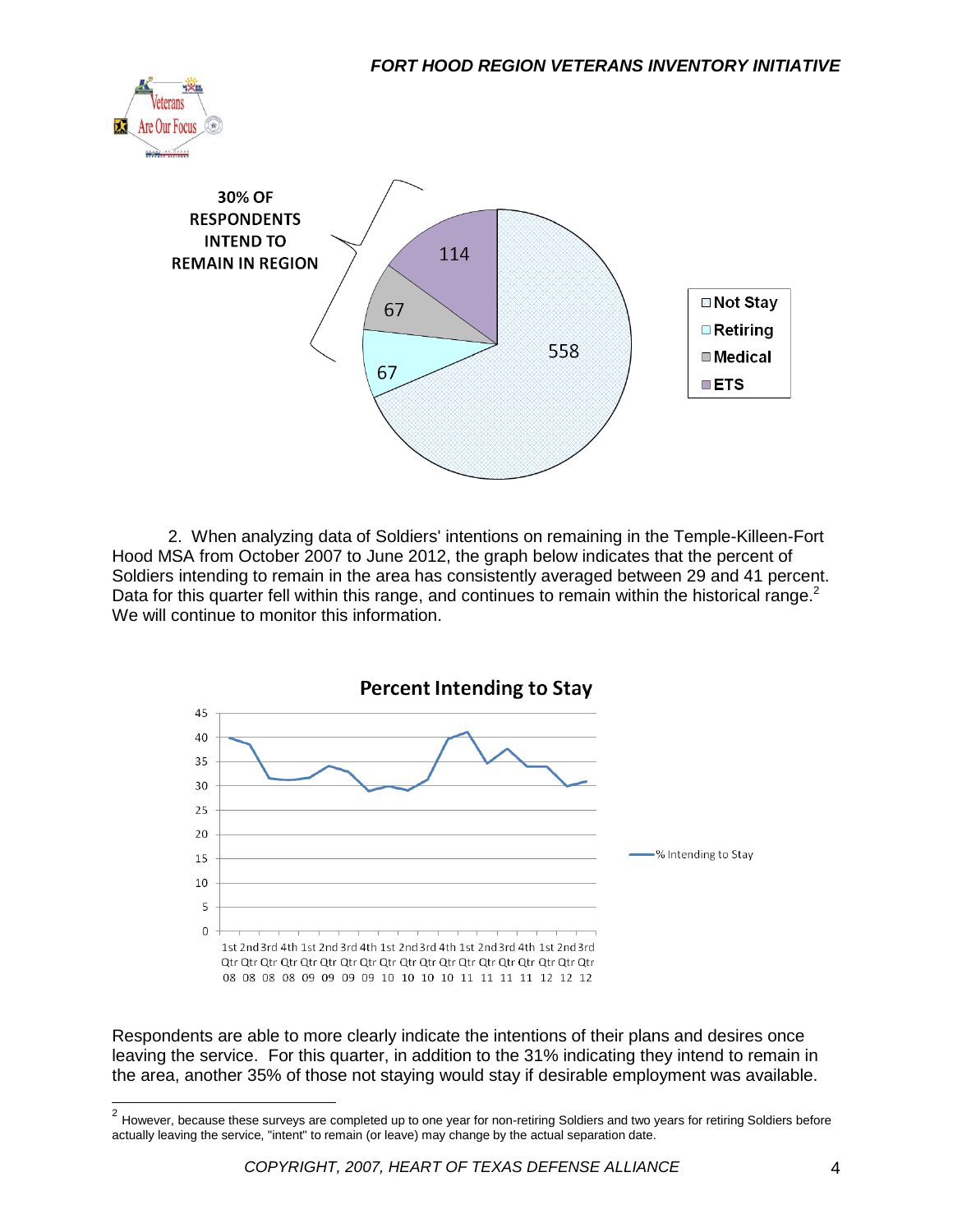30% OF RESPONDENTS INTEND TO REMAIN IN REGION

| Category | Count |
|---|---|
| Not Stay | 558 |
| Retiring | 67 |
| Medical | 67 |
| ETS | 114 |

2. When analyzing data of Soldiers' intentions on remaining in the Temple-Killeen-Fort Hood MSA from October 2007 to June 2012, the graph below indicates that the percent of Soldiers intending to remain in the area has consistently averaged between 29 and 41 percent. Data for this quarter fell within this range, and continues to remain within the historical range.[2] We will continue to monitor this information.

**Percent Intending to Stay**

Legend: % Intending to Stay

X-axis: 1st Qtr 08, 2nd Qtr 08, 3rd Qtr 08, 4th Qtr 08, 1st Qtr 09, 2nd Qtr 09, 3rd Qtr 09, 4th Qtr 09, 1st Qtr 10, 2nd Qtr 10, 3rd Qtr 10, 4th Qtr 10, 1st Qtr 11, 2nd Qtr 11, 3rd Qtr 11, 4th Qtr 11, 1st Qtr 12, 2nd Qtr 12, 3rd Qtr 12

Y-axis: 0–45

Respondents are able to more clearly indicate the intentions of their plans and desires once leaving the service. For this quarter, in addition to the 31% indicating they intend to remain in the area, another 35% of those not staying would stay if desirable employment was available.

[2] However, because these surveys are completed up to one year for non-retiring Soldiers and two years for retiring Soldiers before actually leaving the service, "intent" to remain (or leave) may change by the actual separation date.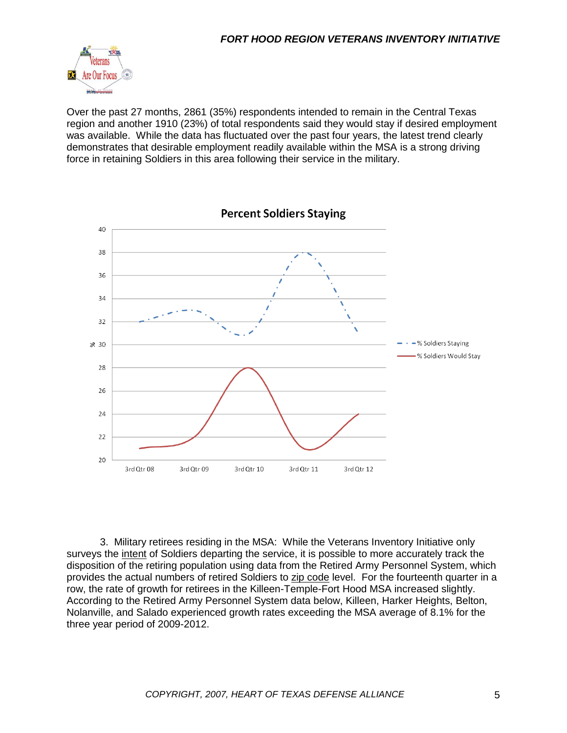Over the past 27 months, 2861 (35%) respondents intended to remain in the Central Texas region and another 1910 (23%) of total respondents said they would stay if desired employment was available. While the data has fluctuated over the past four years, the latest trend clearly demonstrates that desirable employment readily available within the MSA is a strong driving force in retaining Soldiers in this area following their service in the military.

**Percent Soldiers Staying**

3. Military retirees residing in the MSA: While the Veterans Inventory Initiative only surveys the intent of Soldiers departing the service, it is possible to more accurately track the disposition of the retiring population using data from the Retired Army Personnel System, which provides the actual numbers of retired Soldiers to zip code level. For the fourteenth quarter in a row, the rate of growth for retirees in the Killeen-Temple-Fort Hood MSA increased slightly. According to the Retired Army Personnel System data below, Killeen, Harker Heights, Belton, Nolanville, and Salado experienced growth rates exceeding the MSA average of 8.1% for the three year period of 2009-2012.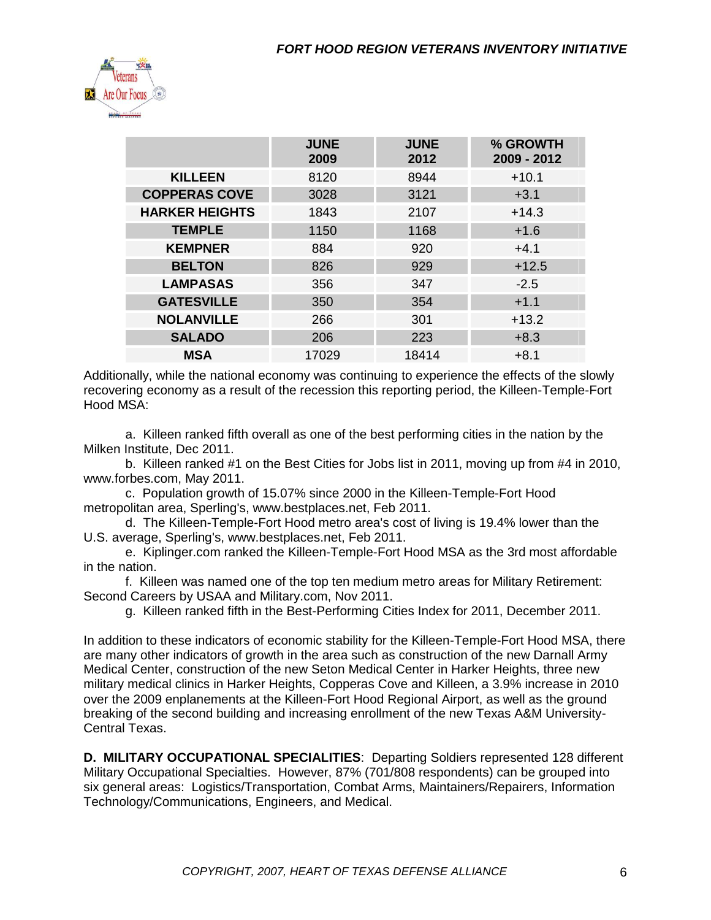|  | JUNE 2009 | JUNE 2012 | % GROWTH 2009 - 2012 |
|---|---|---|---|
| **KILLEEN** | 8120 | 8944 | +10.1 |
| **COPPERAS COVE** | 3028 | 3121 | +3.1 |
| **HARKER HEIGHTS** | 1843 | 2107 | +14.3 |
| **TEMPLE** | 1150 | 1168 | +1.6 |
| **KEMPNER** | 884 | 920 | +4.1 |
| **BELTON** | 826 | 929 | +12.5 |
| **LAMPASAS** | 356 | 347 | -2.5 |
| **GATESVILLE** | 350 | 354 | +1.1 |
| **NOLANVILLE** | 266 | 301 | +13.2 |
| **SALADO** | 206 | 223 | +8.3 |
| **MSA** | 17029 | 18414 | +8.1 |

Additionally, while the national economy was continuing to experience the effects of the slowly recovering economy as a result of the recession this reporting period, the Killeen-Temple-Fort Hood MSA:

a. Killeen ranked fifth overall as one of the best performing cities in the nation by the Milken Institute, Dec 2011.

b. Killeen ranked #1 on the Best Cities for Jobs list in 2011, moving up from #4 in 2010, www.forbes.com, May 2011.

c. Population growth of 15.07% since 2000 in the Killeen-Temple-Fort Hood metropolitan area, Sperling's, www.bestplaces.net, Feb 2011.

d. The Killeen-Temple-Fort Hood metro area's cost of living is 19.4% lower than the U.S. average, Sperling's, www.bestplaces.net, Feb 2011.

e. Kiplinger.com ranked the Killeen-Temple-Fort Hood MSA as the 3rd most affordable in the nation.

f. Killeen was named one of the top ten medium metro areas for Military Retirement: Second Careers by USAA and Military.com, Nov 2011.

g. Killeen ranked fifth in the Best-Performing Cities Index for 2011, December 2011.

In addition to these indicators of economic stability for the Killeen-Temple-Fort Hood MSA, there are many other indicators of growth in the area such as construction of the new Darnall Army Medical Center, construction of the new Seton Medical Center in Harker Heights, three new military medical clinics in Harker Heights, Copperas Cove and Killeen, a 3.9% increase in 2010 over the 2009 enplanements at the Killeen-Fort Hood Regional Airport, as well as the ground breaking of the second building and increasing enrollment of the new Texas A&M University-Central Texas.

**D. MILITARY OCCUPATIONAL SPECIALITIES**: Departing Soldiers represented 128 different Military Occupational Specialties. However, 87% (701/808 respondents) can be grouped into six general areas: Logistics/Transportation, Combat Arms, Maintainers/Repairers, Information Technology/Communications, Engineers, and Medical.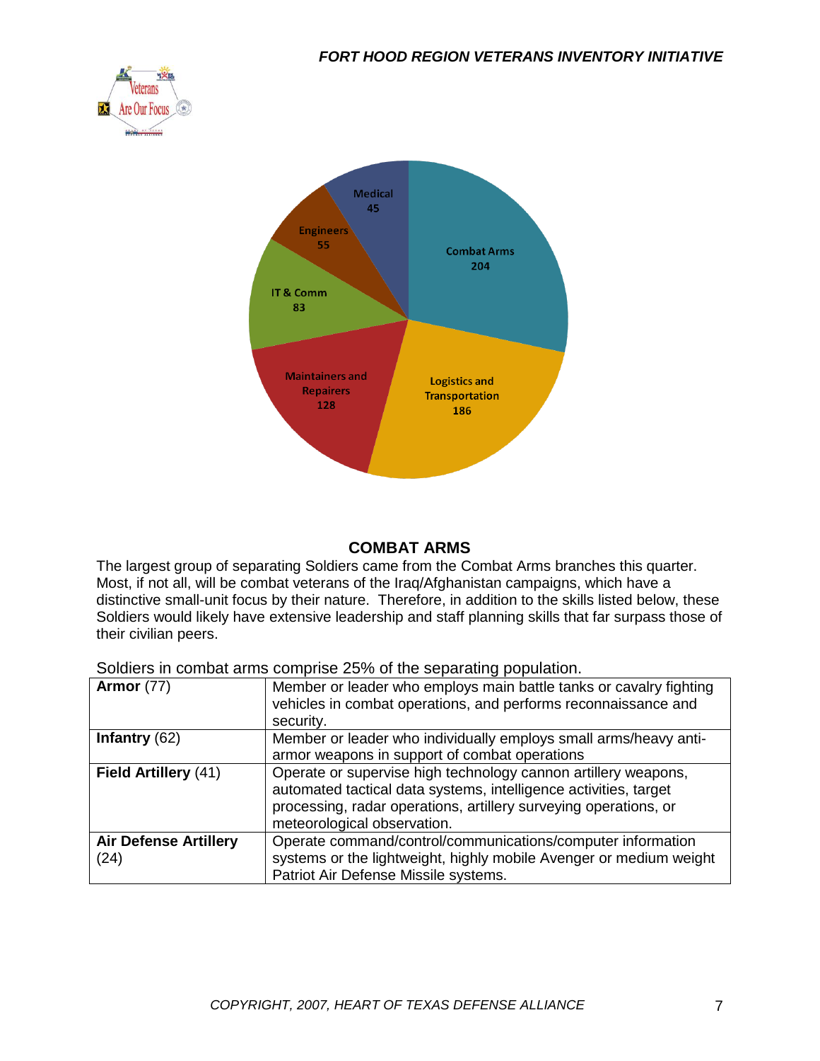## COMBAT ARMS

The largest group of separating Soldiers came from the Combat Arms branches this quarter. Most, if not all, will be combat veterans of the Iraq/Afghanistan campaigns, which have a distinctive small-unit focus by their nature. Therefore, in addition to the skills listed below, these Soldiers would likely have extensive leadership and staff planning skills that far surpass those of their civilian peers.

Soldiers in combat arms comprise 25% of the separating population.

| | |
|---|---|
| **Armor** (77) | Member or leader who employs main battle tanks or cavalry fighting vehicles in combat operations, and performs reconnaissance and security. |
| **Infantry** (62) | Member or leader who individually employs small arms/heavy anti-armor weapons in support of combat operations |
| **Field Artillery** (41) | Operate or supervise high technology cannon artillery weapons, automated tactical data systems, intelligence activities, target processing, radar operations, artillery surveying operations, or meteorological observation. |
| **Air Defense Artillery** (24) | Operate command/control/communications/computer information systems or the lightweight, highly mobile Avenger or medium weight Patriot Air Defense Missile systems. |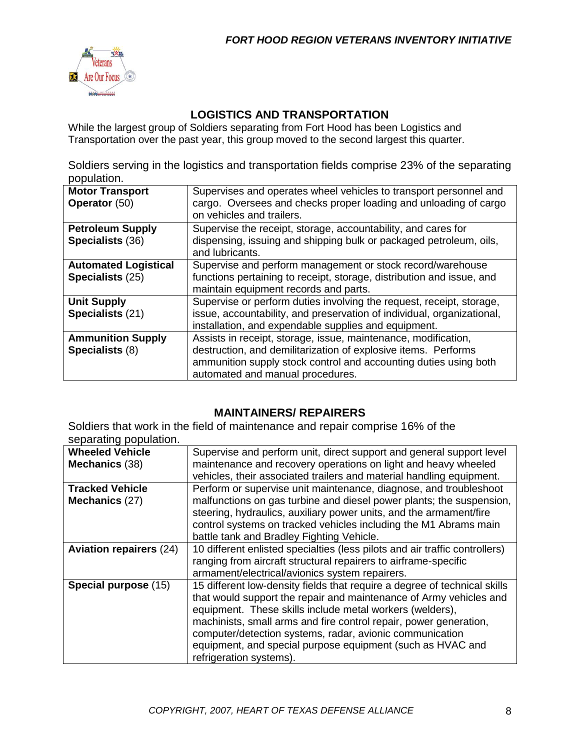## LOGISTICS AND TRANSPORTATION

While the largest group of Soldiers separating from Fort Hood has been Logistics and Transportation over the past year, this group moved to the second largest this quarter.

Soldiers serving in the logistics and transportation fields comprise 23% of the separating population.

| | |
|---|---|
| **Motor Transport Operator** (50) | Supervises and operates wheel vehicles to transport personnel and cargo. Oversees and checks proper loading and unloading of cargo on vehicles and trailers. |
| **Petroleum Supply Specialists** (36) | Supervise the receipt, storage, accountability, and cares for dispensing, issuing and shipping bulk or packaged petroleum, oils, and lubricants. |
| **Automated Logistical Specialists** (25) | Supervise and perform management or stock record/warehouse functions pertaining to receipt, storage, distribution and issue, and maintain equipment records and parts. |
| **Unit Supply Specialists** (21) | Supervise or perform duties involving the request, receipt, storage, issue, accountability, and preservation of individual, organizational, installation, and expendable supplies and equipment. |
| **Ammunition Supply Specialists** (8) | Assists in receipt, storage, issue, maintenance, modification, destruction, and demilitarization of explosive items. Performs ammunition supply stock control and accounting duties using both automated and manual procedures. |

## MAINTAINERS/ REPAIRERS

Soldiers that work in the field of maintenance and repair comprise 16% of the separating population.

| | |
|---|---|
| **Wheeled Vehicle Mechanics** (38) | Supervise and perform unit, direct support and general support level maintenance and recovery operations on light and heavy wheeled vehicles, their associated trailers and material handling equipment. |
| **Tracked Vehicle Mechanics** (27) | Perform or supervise unit maintenance, diagnose, and troubleshoot malfunctions on gas turbine and diesel power plants; the suspension, steering, hydraulics, auxiliary power units, and the armament/fire control systems on tracked vehicles including the M1 Abrams main battle tank and Bradley Fighting Vehicle. |
| **Aviation repairers** (24) | 10 different enlisted specialties (less pilots and air traffic controllers) ranging from aircraft structural repairers to airframe-specific armament/electrical/avionics system repairers. |
| **Special purpose** (15) | 15 different low-density fields that require a degree of technical skills that would support the repair and maintenance of Army vehicles and equipment. These skills include metal workers (welders), machinists, small arms and fire control repair, power generation, computer/detection systems, radar, avionic communication equipment, and special purpose equipment (such as HVAC and refrigeration systems). |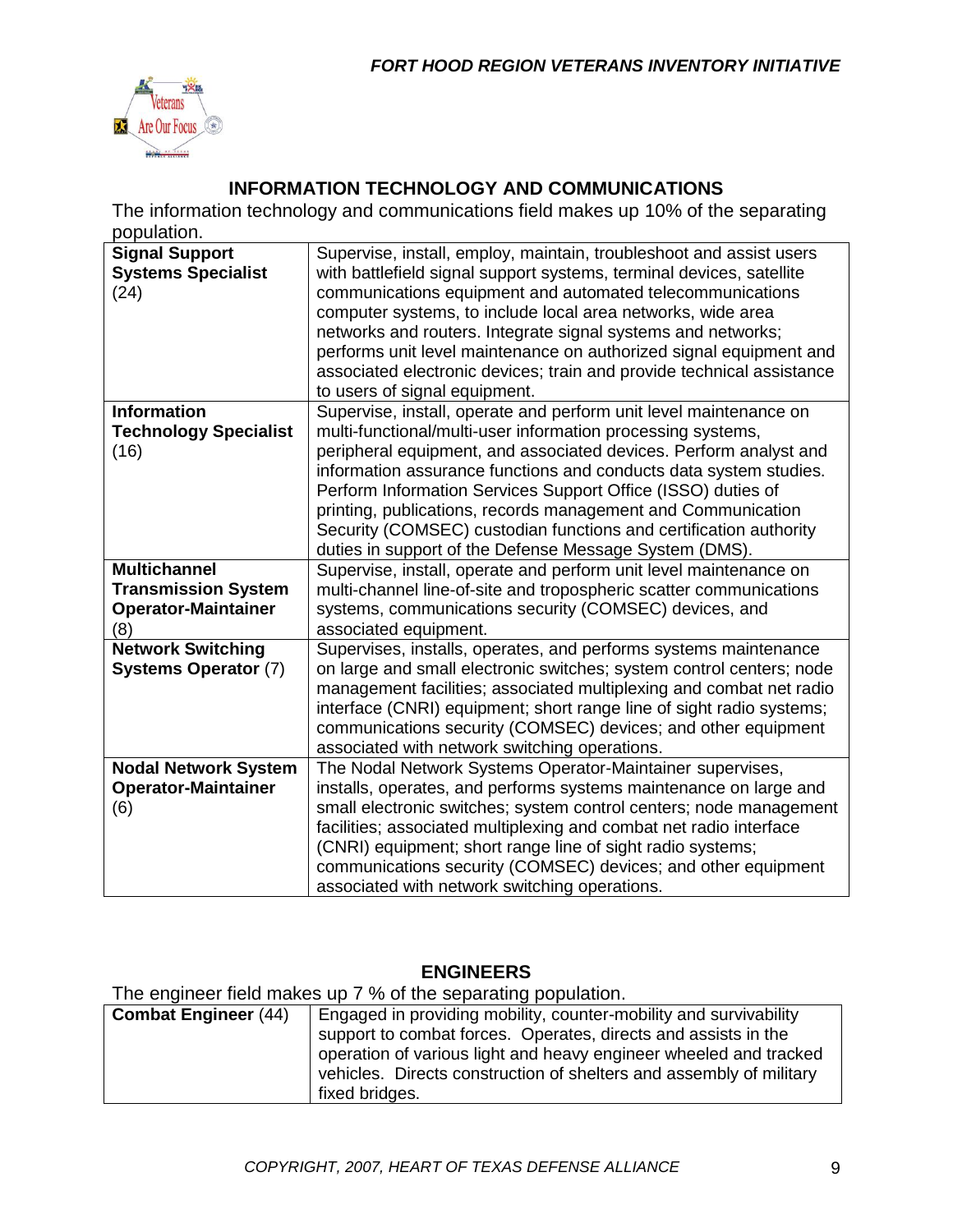## INFORMATION TECHNOLOGY AND COMMUNICATIONS

The information technology and communications field makes up 10% of the separating population.

| | |
|---|---|
| **Signal Support Systems Specialist** (24) | Supervise, install, employ, maintain, troubleshoot and assist users with battlefield signal support systems, terminal devices, satellite communications equipment and automated telecommunications computer systems, to include local area networks, wide area networks and routers. Integrate signal systems and networks; performs unit level maintenance on authorized signal equipment and associated electronic devices; train and provide technical assistance to users of signal equipment. |
| **Information Technology Specialist** (16) | Supervise, install, operate and perform unit level maintenance on multi-functional/multi-user information processing systems, peripheral equipment, and associated devices. Perform analyst and information assurance functions and conducts data system studies. Perform Information Services Support Office (ISSO) duties of printing, publications, records management and Communication Security (COMSEC) custodian functions and certification authority duties in support of the Defense Message System (DMS). |
| **Multichannel Transmission System Operator-Maintainer** (8) | Supervise, install, operate and perform unit level maintenance on multi-channel line-of-site and tropospheric scatter communications systems, communications security (COMSEC) devices, and associated equipment. |
| **Network Switching Systems Operator** (7) | Supervises, installs, operates, and performs systems maintenance on large and small electronic switches; system control centers; node management facilities; associated multiplexing and combat net radio interface (CNRI) equipment; short range line of sight radio systems; communications security (COMSEC) devices; and other equipment associated with network switching operations. |
| **Nodal Network System Operator-Maintainer** (6) | The Nodal Network Systems Operator-Maintainer supervises, installs, operates, and performs systems maintenance on large and small electronic switches; system control centers; node management facilities; associated multiplexing and combat net radio interface (CNRI) equipment; short range line of sight radio systems; communications security (COMSEC) devices; and other equipment associated with network switching operations. |

## ENGINEERS

The engineer field makes up 7 % of the separating population.

| | |
|---|---|
| **Combat Engineer** (44) | Engaged in providing mobility, counter-mobility and survivability support to combat forces. Operates, directs and assists in the operation of various light and heavy engineer wheeled and tracked vehicles. Directs construction of shelters and assembly of military fixed bridges. |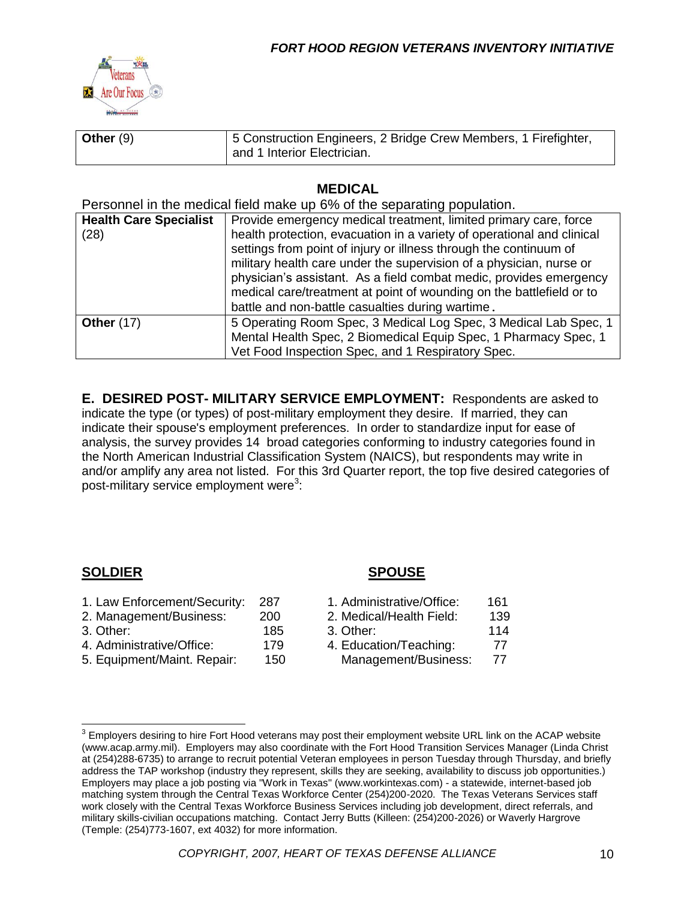| **Other** (9) | 5 Construction Engineers, 2 Bridge Crew Members, 1 Firefighter, and 1 Interior Electrician. |
|---|---|

## MEDICAL

Personnel in the medical field make up 6% of the separating population.

| **Health Care Specialist** (28) | Provide emergency medical treatment, limited primary care, force health protection, evacuation in a variety of operational and clinical settings from point of injury or illness through the continuum of military health care under the supervision of a physician, nurse or physician's assistant. As a field combat medic, provides emergency medical care/treatment at point of wounding on the battlefield or to battle and non-battle casualties during wartime. |
|---|---|
| **Other** (17) | 5 Operating Room Spec, 3 Medical Log Spec, 3 Medical Lab Spec, 1 Mental Health Spec, 2 Biomedical Equip Spec, 1 Pharmacy Spec, 1 Vet Food Inspection Spec, and 1 Respiratory Spec. |

**E. DESIRED POST- MILITARY SERVICE EMPLOYMENT:** Respondents are asked to indicate the type (or types) of post-military employment they desire. If married, they can indicate their spouse's employment preferences. In order to standardize input for ease of analysis, the survey provides 14 broad categories conforming to industry categories found in the North American Industrial Classification System (NAICS), but respondents may write in and/or amplify any area not listed. For this 3rd Quarter report, the top five desired categories of post-military service employment were[3]:

**SOLDIER**

1. Law Enforcement/Security: 287
2. Management/Business: 200
3. Other: 185
4. Administrative/Office: 179
5. Equipment/Maint. Repair: 150

**SPOUSE**

1. Administrative/Office: 161
2. Medical/Health Field: 139
3. Other: 114
4. Education/Teaching: 77
   Management/Business: 77

[3] Employers desiring to hire Fort Hood veterans may post their employment website URL link on the ACAP website (www.acap.army.mil). Employers may also coordinate with the Fort Hood Transition Services Manager (Linda Christ at (254)288-6735) to arrange to recruit potential Veteran employees in person Tuesday through Thursday, and briefly address the TAP workshop (industry they represent, skills they are seeking, availability to discuss job opportunities.) Employers may place a job posting via "Work in Texas" (www.workintexas.com) - a statewide, internet-based job matching system through the Central Texas Workforce Center (254)200-2020. The Texas Veterans Services staff work closely with the Central Texas Workforce Business Services including job development, direct referrals, and military skills-civilian occupations matching. Contact Jerry Butts (Killeen: (254)200-2026) or Waverly Hargrove (Temple: (254)773-1607, ext 4032) for more information.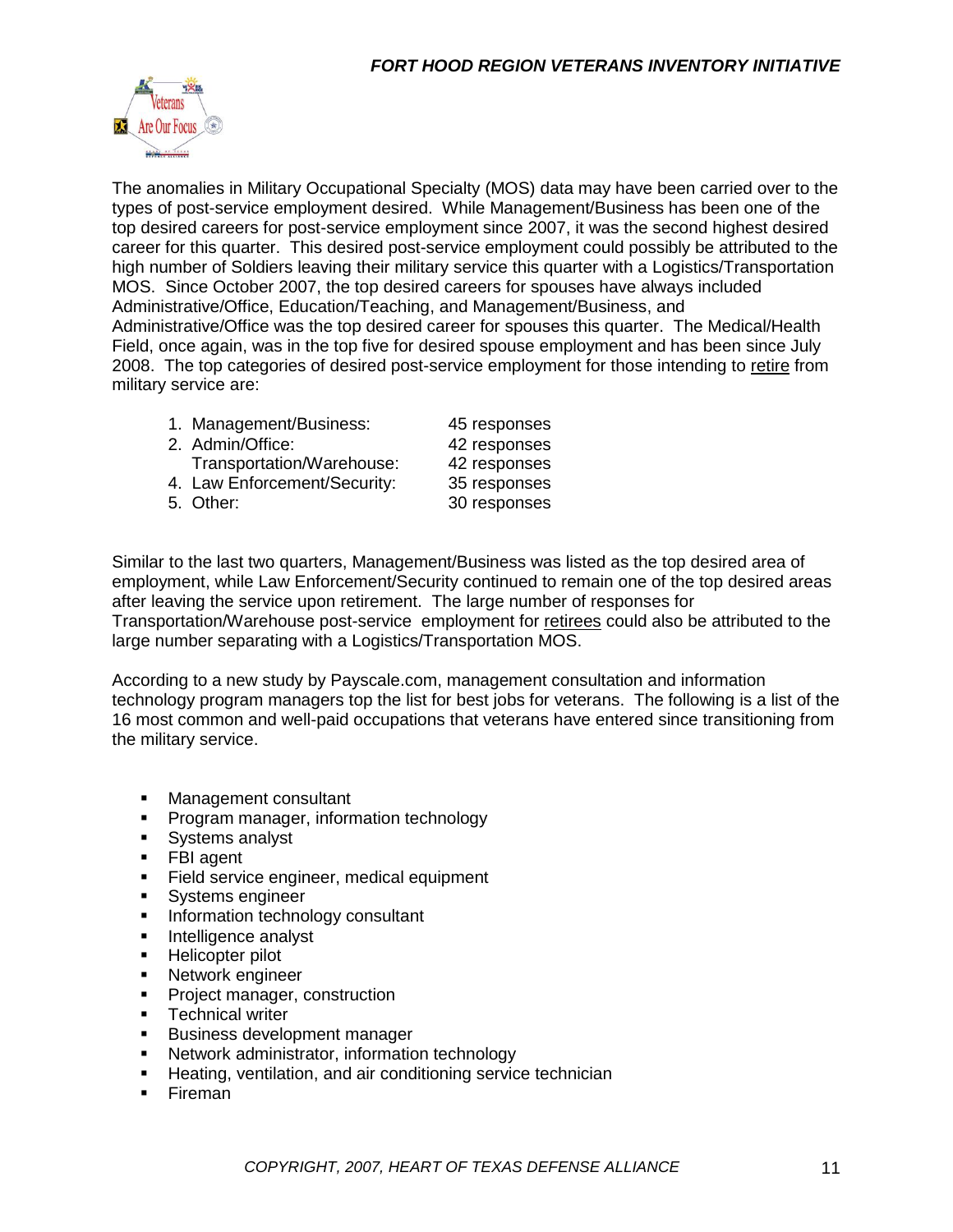The anomalies in Military Occupational Specialty (MOS) data may have been carried over to the types of post-service employment desired. While Management/Business has been one of the top desired careers for post-service employment since 2007, it was the second highest desired career for this quarter. This desired post-service employment could possibly be attributed to the high number of Soldiers leaving their military service this quarter with a Logistics/Transportation MOS. Since October 2007, the top desired careers for spouses have always included Administrative/Office, Education/Teaching, and Management/Business, and Administrative/Office was the top desired career for spouses this quarter. The Medical/Health Field, once again, was in the top five for desired spouse employment and has been since July 2008. The top categories of desired post-service employment for those intending to retire from military service are:

1. Management/Business: 45 responses
2. Admin/Office: 42 responses
   Transportation/Warehouse: 42 responses
4. Law Enforcement/Security: 35 responses
5. Other: 30 responses

Similar to the last two quarters, Management/Business was listed as the top desired area of employment, while Law Enforcement/Security continued to remain one of the top desired areas after leaving the service upon retirement. The large number of responses for Transportation/Warehouse post-service employment for retirees could also be attributed to the large number separating with a Logistics/Transportation MOS.

According to a new study by Payscale.com, management consultation and information technology program managers top the list for best jobs for veterans. The following is a list of the 16 most common and well-paid occupations that veterans have entered since transitioning from the military service.

- Management consultant
- Program manager, information technology
- Systems analyst
- FBI agent
- Field service engineer, medical equipment
- Systems engineer
- Information technology consultant
- Intelligence analyst
- Helicopter pilot
- Network engineer
- Project manager, construction
- Technical writer
- Business development manager
- Network administrator, information technology
- Heating, ventilation, and air conditioning service technician
- Fireman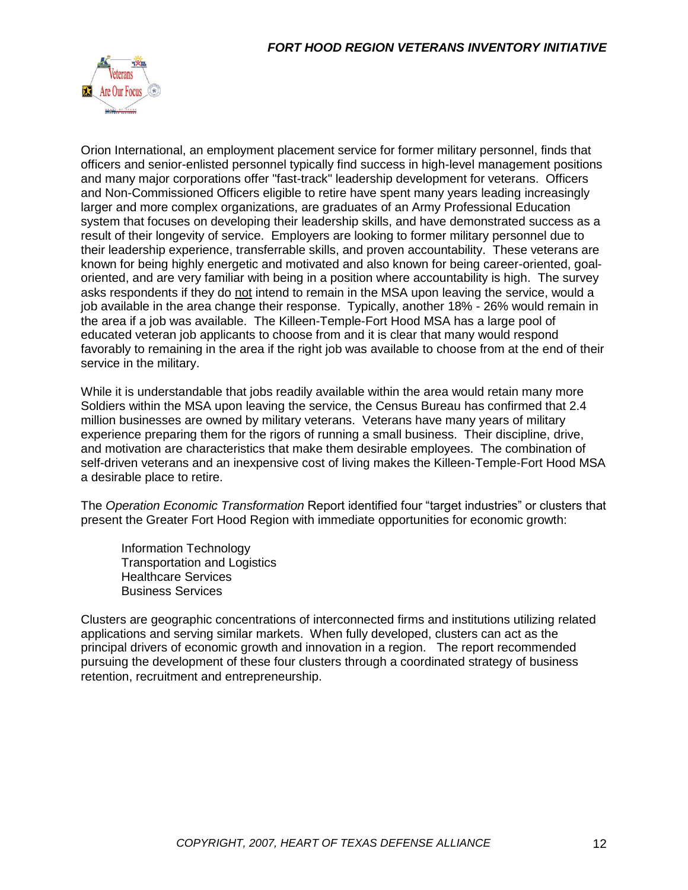Orion International, an employment placement service for former military personnel, finds that officers and senior-enlisted personnel typically find success in high-level management positions and many major corporations offer "fast-track" leadership development for veterans. Officers and Non-Commissioned Officers eligible to retire have spent many years leading increasingly larger and more complex organizations, are graduates of an Army Professional Education system that focuses on developing their leadership skills, and have demonstrated success as a result of their longevity of service. Employers are looking to former military personnel due to their leadership experience, transferrable skills, and proven accountability. These veterans are known for being highly energetic and motivated and also known for being career-oriented, goal-oriented, and are very familiar with being in a position where accountability is high. The survey asks respondents if they do not intend to remain in the MSA upon leaving the service, would a job available in the area change their response. Typically, another 18% - 26% would remain in the area if a job was available. The Killeen-Temple-Fort Hood MSA has a large pool of educated veteran job applicants to choose from and it is clear that many would respond favorably to remaining in the area if the right job was available to choose from at the end of their service in the military.

While it is understandable that jobs readily available within the area would retain many more Soldiers within the MSA upon leaving the service, the Census Bureau has confirmed that 2.4 million businesses are owned by military veterans. Veterans have many years of military experience preparing them for the rigors of running a small business. Their discipline, drive, and motivation are characteristics that make them desirable employees. The combination of self-driven veterans and an inexpensive cost of living makes the Killeen-Temple-Fort Hood MSA a desirable place to retire.

The *Operation Economic Transformation* Report identified four "target industries" or clusters that present the Greater Fort Hood Region with immediate opportunities for economic growth:

Information Technology
Transportation and Logistics
Healthcare Services
Business Services

Clusters are geographic concentrations of interconnected firms and institutions utilizing related applications and serving similar markets. When fully developed, clusters can act as the principal drivers of economic growth and innovation in a region. The report recommended pursuing the development of these four clusters through a coordinated strategy of business retention, recruitment and entrepreneurship.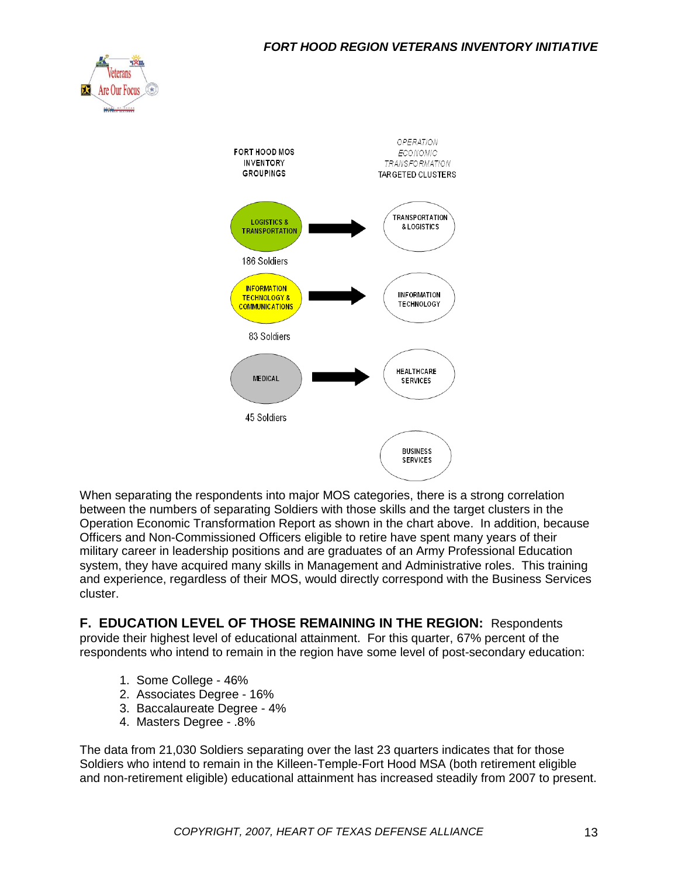| FORT HOOD MOS INVENTORY GROUPINGS | | OPERATION ECONOMIC TRANSFORMATION TARGETED CLUSTERS |
|---|---|---|
| LOGISTICS & TRANSPORTATION (186 Soldiers) | → | TRANSPORTATION & LOGISTICS |
| INFORMATION TECHNOLOGY & COMMUNICATIONS (83 Soldiers) | → | INFORMATION TECHNOLOGY |
| MEDICAL (45 Soldiers) | → | HEALTHCARE SERVICES |
| | | BUSINESS SERVICES |

When separating the respondents into major MOS categories, there is a strong correlation between the numbers of separating Soldiers with those skills and the target clusters in the Operation Economic Transformation Report as shown in the chart above. In addition, because Officers and Non-Commissioned Officers eligible to retire have spent many years of their military career in leadership positions and are graduates of an Army Professional Education system, they have acquired many skills in Management and Administrative roles. This training and experience, regardless of their MOS, would directly correspond with the Business Services cluster.

**F. EDUCATION LEVEL OF THOSE REMAINING IN THE REGION:** Respondents provide their highest level of educational attainment. For this quarter, 67% percent of the respondents who intend to remain in the region have some level of post-secondary education:

1. Some College - 46%
2. Associates Degree - 16%
3. Baccalaureate Degree - 4%
4. Masters Degree - .8%

The data from 21,030 Soldiers separating over the last 23 quarters indicates that for those Soldiers who intend to remain in the Killeen-Temple-Fort Hood MSA (both retirement eligible and non-retirement eligible) educational attainment has increased steadily from 2007 to present.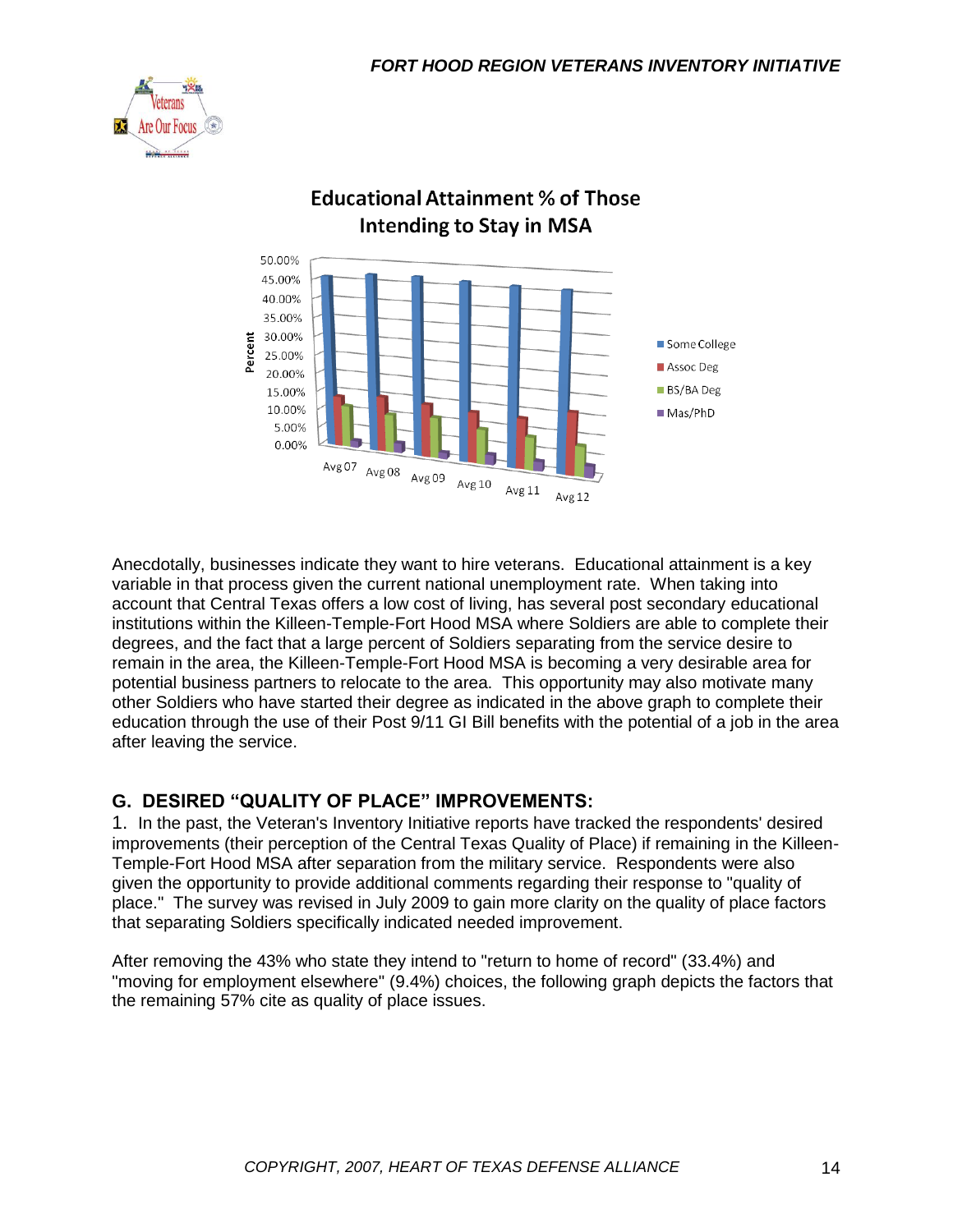Educational Attainment % of Those Intending to Stay in MSA

Anecdotally, businesses indicate they want to hire veterans. Educational attainment is a key variable in that process given the current national unemployment rate. When taking into account that Central Texas offers a low cost of living, has several post secondary educational institutions within the Killeen-Temple-Fort Hood MSA where Soldiers are able to complete their degrees, and the fact that a large percent of Soldiers separating from the service desire to remain in the area, the Killeen-Temple-Fort Hood MSA is becoming a very desirable area for potential business partners to relocate to the area. This opportunity may also motivate many other Soldiers who have started their degree as indicated in the above graph to complete their education through the use of their Post 9/11 GI Bill benefits with the potential of a job in the area after leaving the service.

## G. DESIRED "QUALITY OF PLACE" IMPROVEMENTS:

1. In the past, the Veteran's Inventory Initiative reports have tracked the respondents' desired improvements (their perception of the Central Texas Quality of Place) if remaining in the Killeen-Temple-Fort Hood MSA after separation from the military service. Respondents were also given the opportunity to provide additional comments regarding their response to "quality of place." The survey was revised in July 2009 to gain more clarity on the quality of place factors that separating Soldiers specifically indicated needed improvement.

After removing the 43% who state they intend to "return to home of record" (33.4%) and "moving for employment elsewhere" (9.4%) choices, the following graph depicts the factors that the remaining 57% cite as quality of place issues.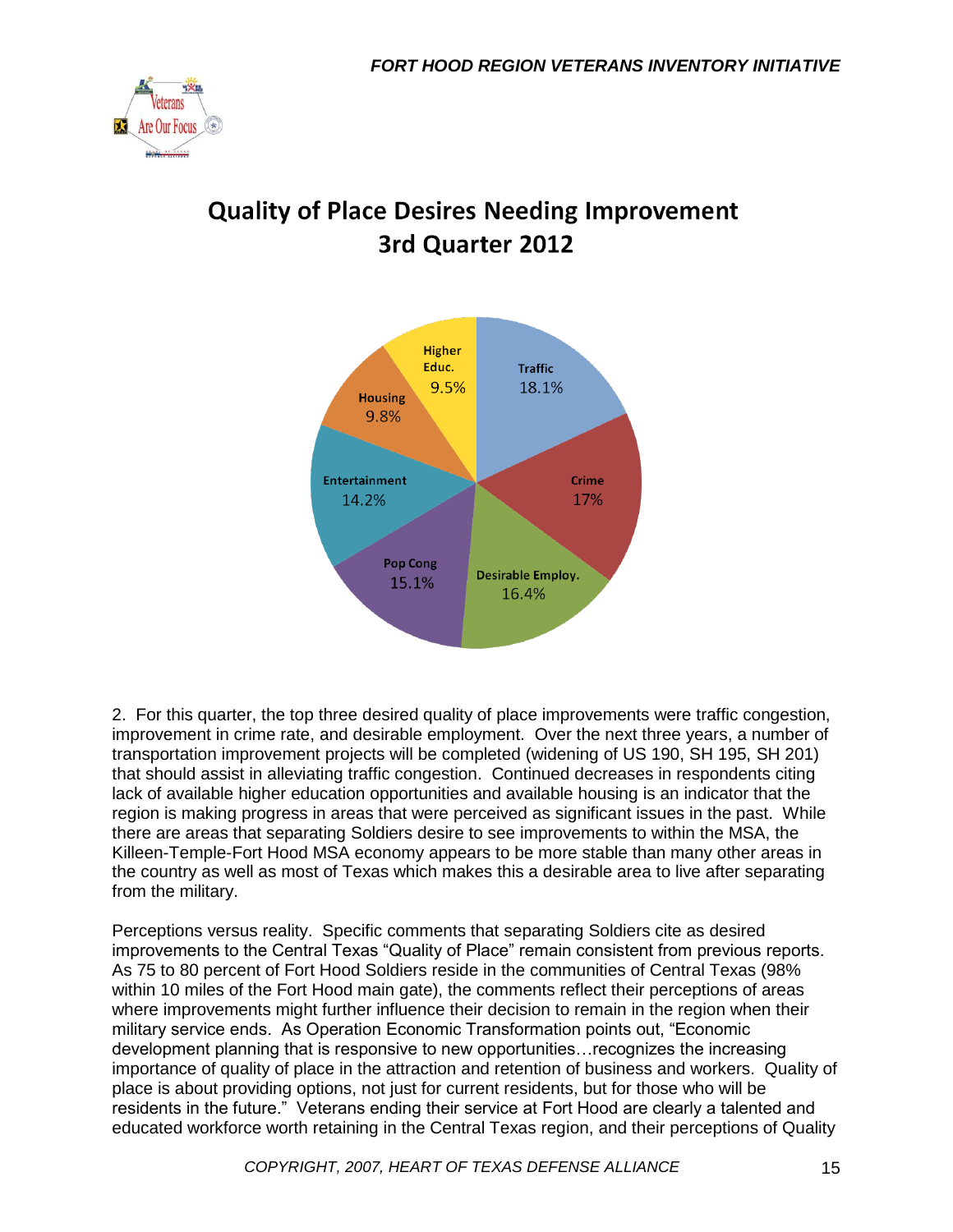## Quality of Place Desires Needing Improvement 3rd Quarter 2012

| Category | Percentage |
| --- | --- |
| Traffic | 18.1% |
| Crime | 17% |
| Desirable Employ. | 16.4% |
| Pop Cong | 15.1% |
| Entertainment | 14.2% |
| Housing | 9.8% |
| Higher Educ. | 9.5% |

2. For this quarter, the top three desired quality of place improvements were traffic congestion, improvement in crime rate, and desirable employment. Over the next three years, a number of transportation improvement projects will be completed (widening of US 190, SH 195, SH 201) that should assist in alleviating traffic congestion. Continued decreases in respondents citing lack of available higher education opportunities and available housing is an indicator that the region is making progress in areas that were perceived as significant issues in the past. While there are areas that separating Soldiers desire to see improvements to within the MSA, the Killeen-Temple-Fort Hood MSA economy appears to be more stable than many other areas in the country as well as most of Texas which makes this a desirable area to live after separating from the military.

Perceptions versus reality. Specific comments that separating Soldiers cite as desired improvements to the Central Texas "Quality of Place" remain consistent from previous reports. As 75 to 80 percent of Fort Hood Soldiers reside in the communities of Central Texas (98% within 10 miles of the Fort Hood main gate), the comments reflect their perceptions of areas where improvements might further influence their decision to remain in the region when their military service ends. As Operation Economic Transformation points out, "Economic development planning that is responsive to new opportunities…recognizes the increasing importance of quality of place in the attraction and retention of business and workers. Quality of place is about providing options, not just for current residents, but for those who will be residents in the future." Veterans ending their service at Fort Hood are clearly a talented and educated workforce worth retaining in the Central Texas region, and their perceptions of Quality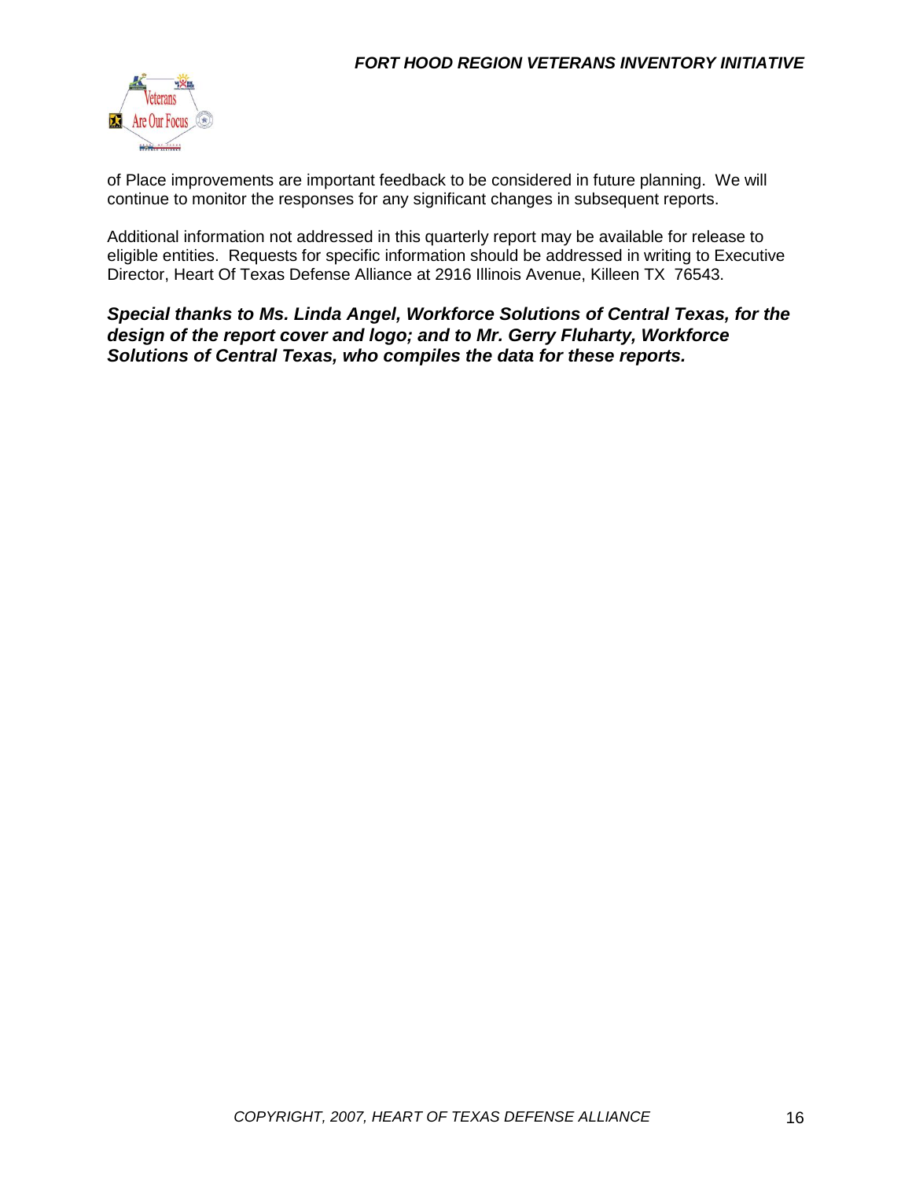of Place improvements are important feedback to be considered in future planning. We will continue to monitor the responses for any significant changes in subsequent reports.

Additional information not addressed in this quarterly report may be available for release to eligible entities. Requests for specific information should be addressed in writing to Executive Director, Heart Of Texas Defense Alliance at 2916 Illinois Avenue, Killeen TX 76543.

***Special thanks to Ms. Linda Angel, Workforce Solutions of Central Texas, for the design of the report cover and logo; and to Mr. Gerry Fluharty, Workforce Solutions of Central Texas, who compiles the data for these reports.***